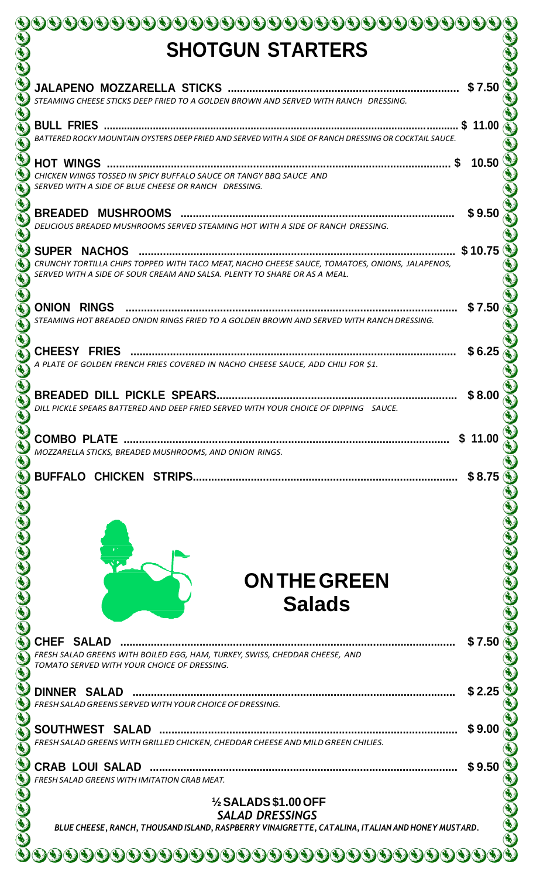# SHOTGUN STARTERS

**JALAPENO MOZZARELLA STICKS** .......... $7.50
*STEAMING CHEESE STICKS DEEP FRIED TO A GOLDEN BROWN AND SERVED WITH RANCH DRESSING.*

**BULL FRIES** .......... $ 11.00
*BATTERED ROCKY MOUNTAIN OYSTERS DEEP FRIED AND SERVED WITH A SIDE OF RANCH DRESSING OR COCKTAIL SAUCE.*

**HOT WINGS** .......... $ 10.50
*CHICKEN WINGS TOSSED IN SPICY BUFFALO SAUCE OR TANGY BBQ SAUCE AND SERVED WITH A SIDE OF BLUE CHEESE OR RANCH DRESSING.*

**BREADED MUSHROOMS** .......... $9.50
*DELICIOUS BREADED MUSHROOMS SERVED STEAMING HOT WITH A SIDE OF RANCH DRESSING.*

**SUPER NACHOS** .......... $10.75
*CRUNCHY TORTILLA CHIPS TOPPED WITH TACO MEAT, NACHO CHEESE SAUCE, TOMATOES, ONIONS, JALAPENOS, SERVED WITH A SIDE OF SOUR CREAM AND SALSA. PLENTY TO SHARE OR AS A MEAL.*

**ONION RINGS** .......... $7.50
*STEAMING HOT BREADED ONION RINGS FRIED TO A GOLDEN BROWN AND SERVED WITH RANCH DRESSING.*

**CHEESY FRIES** .......... $6.25
*A PLATE OF GOLDEN FRENCH FRIES COVERED IN NACHO CHEESE SAUCE, ADD CHILI FOR $1.*

**BREADED DILL PICKLE SPEARS** .......... $8.00
*DILL PICKLE SPEARS BATTERED AND DEEP FRIED SERVED WITH YOUR CHOICE OF DIPPING SAUCE.*

**COMBO PLATE** .......... $ 11.00
*MOZZARELLA STICKS, BREADED MUSHROOMS, AND ONION RINGS.*

**BUFFALO CHICKEN STRIPS** .......... $8.75

# ON THE GREEN
## Salads

**CHEF SALAD** .......... $7.50
*FRESH SALAD GREENS WITH BOILED EGG, HAM, TURKEY, SWISS, CHEDDAR CHEESE, AND TOMATO SERVED WITH YOUR CHOICE OF DRESSING.*

**DINNER SALAD** .......... $2.25
*FRESH SALAD GREENS SERVED WITH YOUR CHOICE OF DRESSING.*

**SOUTHWEST SALAD** .......... $9.00
*FRESH SALAD GREENS WITH GRILLED CHICKEN, CHEDDAR CHEESE AND MILD GREEN CHILIES.*

**CRAB LOUI SALAD** .......... $9.50
*FRESH SALAD GREENS WITH IMITATION CRAB MEAT.*

**½ SALADS $1.00 OFF**

*SALAD DRESSINGS*

***BLUE CHEESE, RANCH, THOUSAND ISLAND, RASPBERRY VINAIGRETTE, CATALINA, ITALIAN AND HONEY MUSTARD.***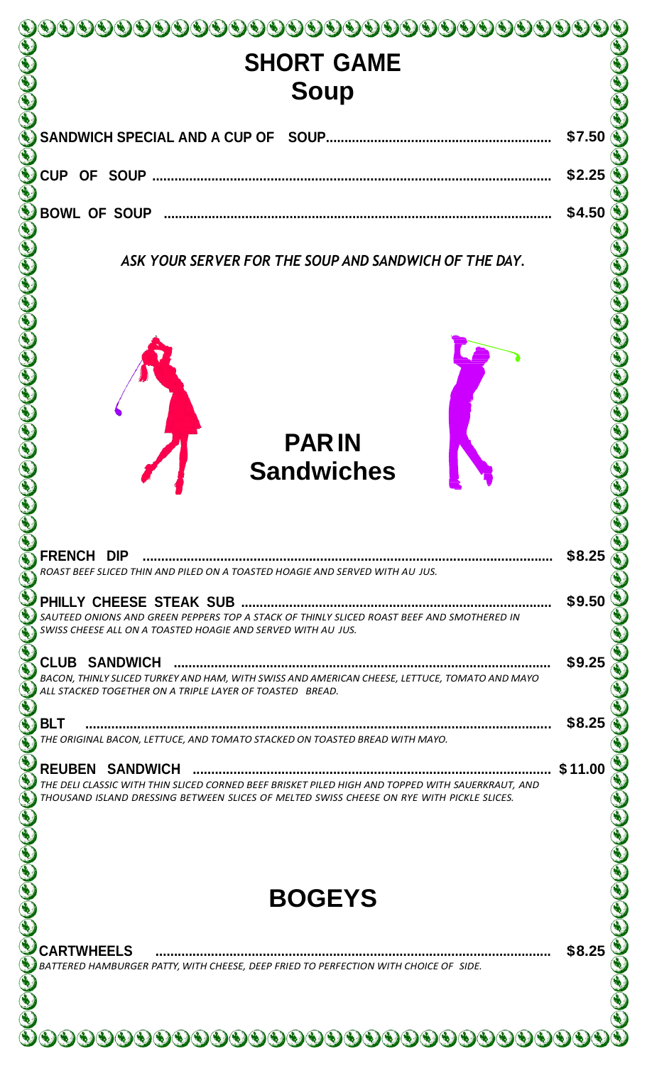# SHORT GAME
## Soup

**SANDWICH SPECIAL AND A CUP OF SOUP** ........ **$7.50**

**CUP OF SOUP** ........ **$2.25**

**BOWL OF SOUP** ........ **$4.50**

*ASK YOUR SERVER FOR THE SOUP AND SANDWICH OF THE DAY.*

# PAR IN
## Sandwiches

**FRENCH DIP** ........ **$8.25**
*ROAST BEEF SLICED THIN AND PILED ON A TOASTED HOAGIE AND SERVED WITH AU JUS.*

**PHILLY CHEESE STEAK SUB** ........ **$9.50**
*SAUTEED ONIONS AND GREEN PEPPERS TOP A STACK OF THINLY SLICED ROAST BEEF AND SMOTHERED IN SWISS CHEESE ALL ON A TOASTED HOAGIE AND SERVED WITH AU JUS.*

**CLUB SANDWICH** ........ **$9.25**
*BACON, THINLY SLICED TURKEY AND HAM, WITH SWISS AND AMERICAN CHEESE, LETTUCE, TOMATO AND MAYO ALL STACKED TOGETHER ON A TRIPLE LAYER OF TOASTED BREAD.*

**BLT** ........ **$8.25**
*THE ORIGINAL BACON, LETTUCE, AND TOMATO STACKED ON TOASTED BREAD WITH MAYO.*

**REUBEN SANDWICH** ........ **$11.00**
*THE DELI CLASSIC WITH THIN SLICED CORNED BEEF BRISKET PILED HIGH AND TOPPED WITH SAUERKRAUT, AND THOUSAND ISLAND DRESSING BETWEEN SLICES OF MELTED SWISS CHEESE ON RYE WITH PICKLE SLICES.*

# BOGEYS

**CARTWHEELS** ........ **$8.25**
*BATTERED HAMBURGER PATTY, WITH CHEESE, DEEP FRIED TO PERFECTION WITH CHOICE OF SIDE.*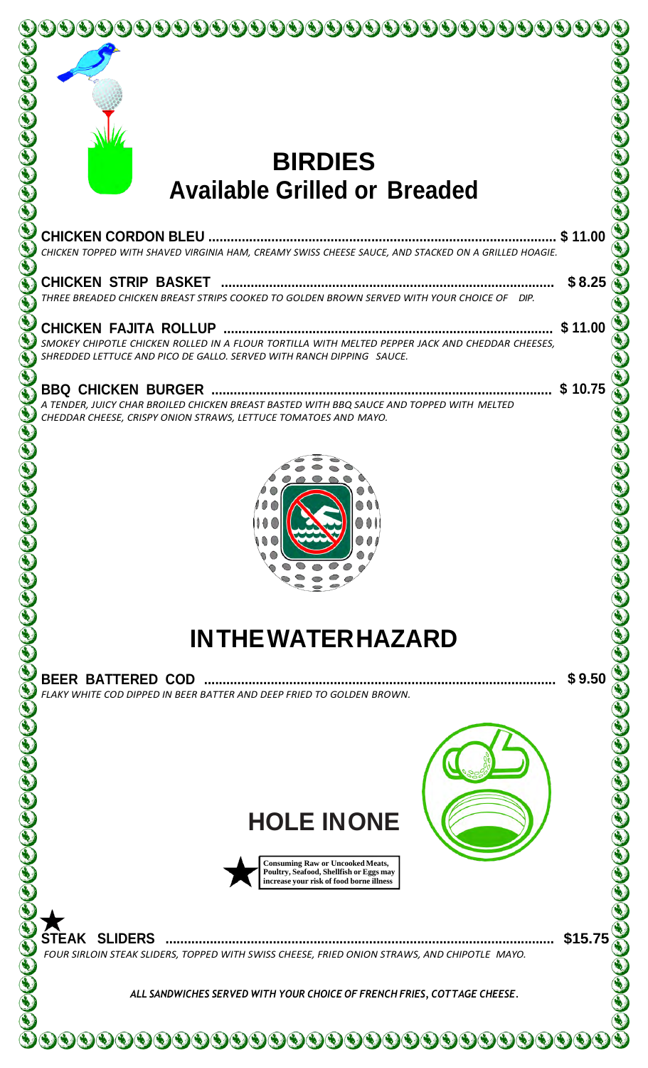# BIRDIES
## Available Grilled or Breaded

**CHICKEN CORDON BLEU** ........................................................................................... **$ 11.00**
*CHICKEN TOPPED WITH SHAVED VIRGINIA HAM, CREAMY SWISS CHEESE SAUCE, AND STACKED ON A GRILLED HOAGIE.*

**CHICKEN STRIP BASKET** ........................................................................................ **$ 8.25**
*THREE BREADED CHICKEN BREAST STRIPS COOKED TO GOLDEN BROWN SERVED WITH YOUR CHOICE OF DIP.*

**CHICKEN FAJITA ROLLUP** ........................................................................................ **$ 11.00**
*SMOKEY CHIPOTLE CHICKEN ROLLED IN A FLOUR TORTILLA WITH MELTED PEPPER JACK AND CHEDDAR CHEESES, SHREDDED LETTUCE AND PICO DE GALLO. SERVED WITH RANCH DIPPING SAUCE.*

**BBQ CHICKEN BURGER** ........................................................................................... **$ 10.75**
*A TENDER, JUICY CHAR BROILED CHICKEN BREAST BASTED WITH BBQ SAUCE AND TOPPED WITH MELTED CHEDDAR CHEESE, CRISPY ONION STRAWS, LETTUCE TOMATOES AND MAYO.*

# IN THE WATER HAZARD

**BEER BATTERED COD** ............................................................................................ **$ 9.50**
*FLAKY WHITE COD DIPPED IN BEER BATTER AND DEEP FRIED TO GOLDEN BROWN.*

# HOLE IN ONE

★ **Consuming Raw or Uncooked Meats, Poultry, Seafood, Shellfish or Eggs may increase your risk of food borne illness**

★ **STEAK SLIDERS** ............................................................................................ **$15.75**
*FOUR SIRLOIN STEAK SLIDERS, TOPPED WITH SWISS CHEESE, FRIED ONION STRAWS, AND CHIPOTLE MAYO.*

***ALL SANDWICHES SERVED WITH YOUR CHOICE OF FRENCH FRIES, COTTAGE CHEESE.***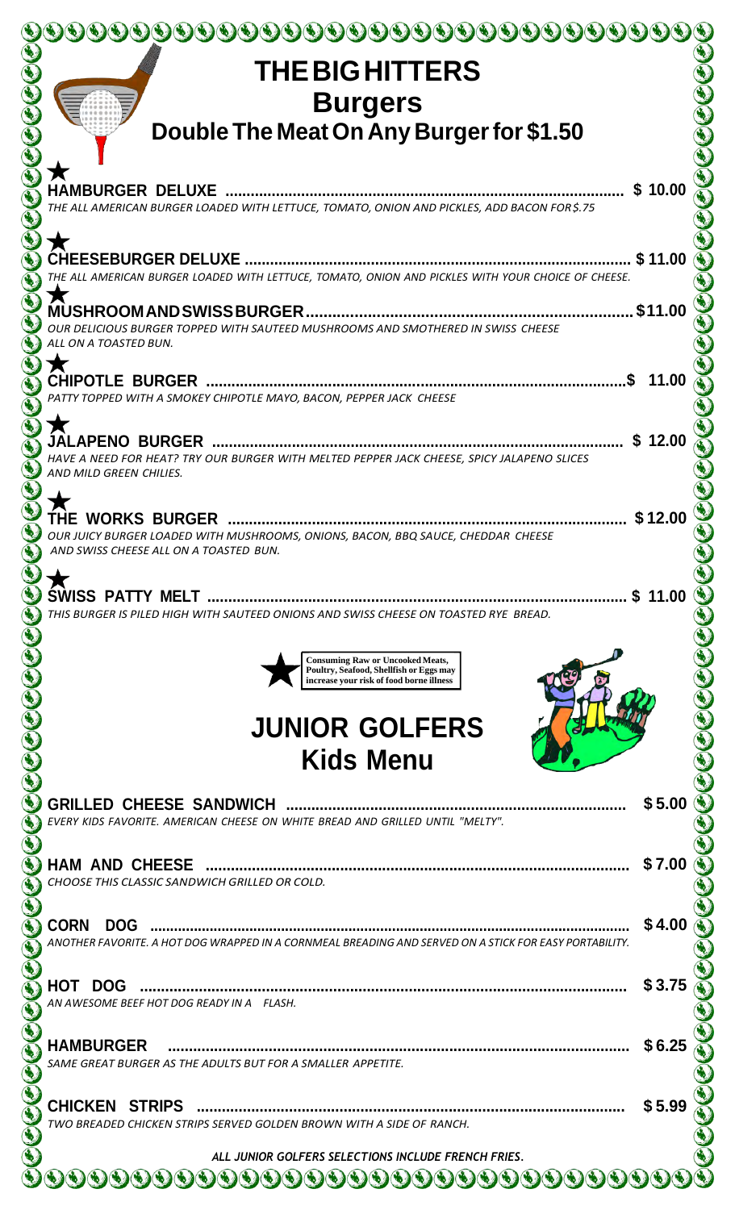# THE BIG HITTERS

## Burgers

### Double The Meat On Any Burger for $1.50

★

**HAMBURGER DELUXE** ........................................ $ 10.00

*THE ALL AMERICAN BURGER LOADED WITH LETTUCE, TOMATO, ONION AND PICKLES, ADD BACON FOR $.75*

★

**CHEESEBURGER DELUXE** ........................................ $ 11.00

*THE ALL AMERICAN BURGER LOADED WITH LETTUCE, TOMATO, ONION AND PICKLES WITH YOUR CHOICE OF CHEESE.*

★

**MUSHROOM AND SWISS BURGER** ........................................ $11.00

*OUR DELICIOUS BURGER TOPPED WITH SAUTEED MUSHROOMS AND SMOTHERED IN SWISS CHEESE ALL ON A TOASTED BUN.*

★

**CHIPOTLE BURGER** ........................................ $ 11.00

*PATTY TOPPED WITH A SMOKEY CHIPOTLE MAYO, BACON, PEPPER JACK CHEESE*

★

**JALAPENO BURGER** ........................................ $ 12.00

*HAVE A NEED FOR HEAT? TRY OUR BURGER WITH MELTED PEPPER JACK CHEESE, SPICY JALAPENO SLICES AND MILD GREEN CHILIES.*

★

**THE WORKS BURGER** ........................................ $ 12.00

*OUR JUICY BURGER LOADED WITH MUSHROOMS, ONIONS, BACON, BBQ SAUCE, CHEDDAR CHEESE AND SWISS CHEESE ALL ON A TOASTED BUN.*

★

**SWISS PATTY MELT** ........................................ $ 11.00

*THIS BURGER IS PILED HIGH WITH SAUTEED ONIONS AND SWISS CHEESE ON TOASTED RYE BREAD.*

★ **Consuming Raw or Uncooked Meats, Poultry, Seafood, Shellfish or Eggs may increase your risk of food borne illness**

# JUNIOR GOLFERS

## Kids Menu

**GRILLED CHEESE SANDWICH** ........................................ $ 5.00

*EVERY KIDS FAVORITE. AMERICAN CHEESE ON WHITE BREAD AND GRILLED UNTIL "MELTY".*

**HAM AND CHEESE** ........................................ $ 7.00

*CHOOSE THIS CLASSIC SANDWICH GRILLED OR COLD.*

**CORN DOG** ........................................ $ 4.00

*ANOTHER FAVORITE. A HOT DOG WRAPPED IN A CORNMEAL BREADING AND SERVED ON A STICK FOR EASY PORTABILITY.*

**HOT DOG** ........................................ $ 3.75

*AN AWESOME BEEF HOT DOG READY IN A FLASH.*

**HAMBURGER** ........................................ $ 6.25

*SAME GREAT BURGER AS THE ADULTS BUT FOR A SMALLER APPETITE.*

**CHICKEN STRIPS** ........................................ $ 5.99

*TWO BREADED CHICKEN STRIPS SERVED GOLDEN BROWN WITH A SIDE OF RANCH.*

***ALL JUNIOR GOLFERS SELECTIONS INCLUDE FRENCH FRIES.***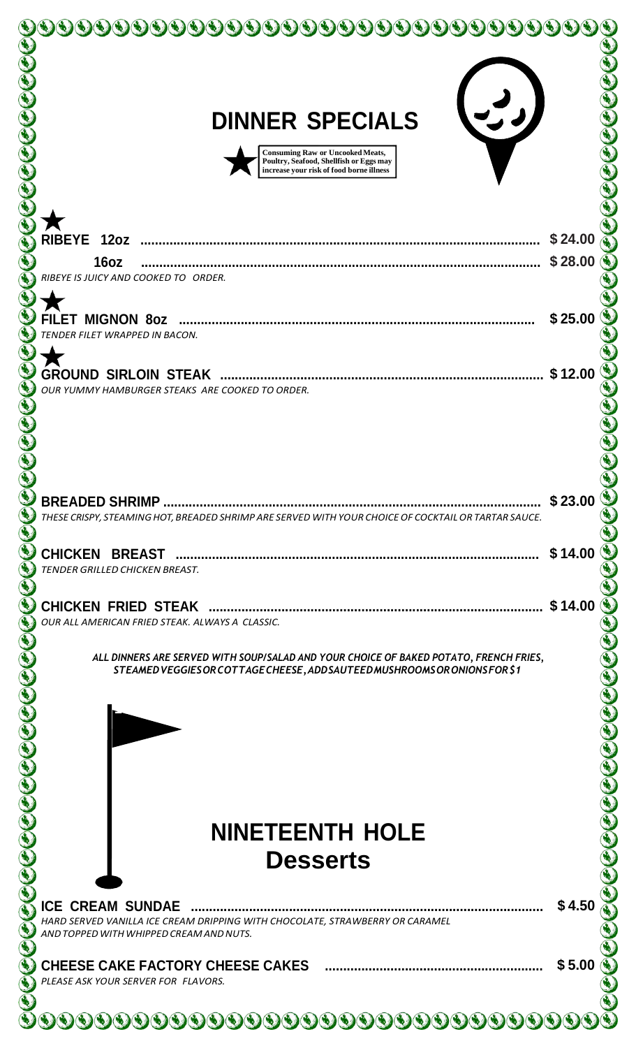# DINNER SPECIALS

★ **Consuming Raw or Uncooked Meats, Poultry, Seafood, Shellfish or Eggs may increase your risk of food borne illness**

★

**RIBEYE 12oz** ........................................ $ 24.00

**16oz** ........................................ $ 28.00

*RIBEYE IS JUICY AND COOKED TO ORDER.*

★

**FILET MIGNON 8oz** ........................................ $ 25.00

*TENDER FILET WRAPPED IN BACON.*

★

**GROUND SIRLOIN STEAK** ........................................ $ 12.00

*OUR YUMMY HAMBURGER STEAKS ARE COOKED TO ORDER.*

**BREADED SHRIMP** ........................................ $ 23.00

*THESE CRISPY, STEAMING HOT, BREADED SHRIMP ARE SERVED WITH YOUR CHOICE OF COCKTAIL OR TARTAR SAUCE.*

**CHICKEN BREAST** ........................................ $ 14.00

*TENDER GRILLED CHICKEN BREAST.*

**CHICKEN FRIED STEAK** ........................................ $ 14.00

*OUR ALL AMERICAN FRIED STEAK. ALWAYS A CLASSIC.*

*ALL DINNERS ARE SERVED WITH SOUP/SALAD AND YOUR CHOICE OF BAKED POTATO, FRENCH FRIES, STEAMED VEGGIES OR COTTAGE CHEESE, ADD SAUTEED MUSHROOMS OR ONIONS FOR $1*

# NINETEENTH HOLE
## Desserts

**ICE CREAM SUNDAE** ........................................ $ 4.50

*HARD SERVED VANILLA ICE CREAM DRIPPING WITH CHOCOLATE, STRAWBERRY OR CARAMEL AND TOPPED WITH WHIPPED CREAM AND NUTS.*

**CHEESE CAKE FACTORY CHEESE CAKES** ........................................ $ 5.00

*PLEASE ASK YOUR SERVER FOR FLAVORS.*